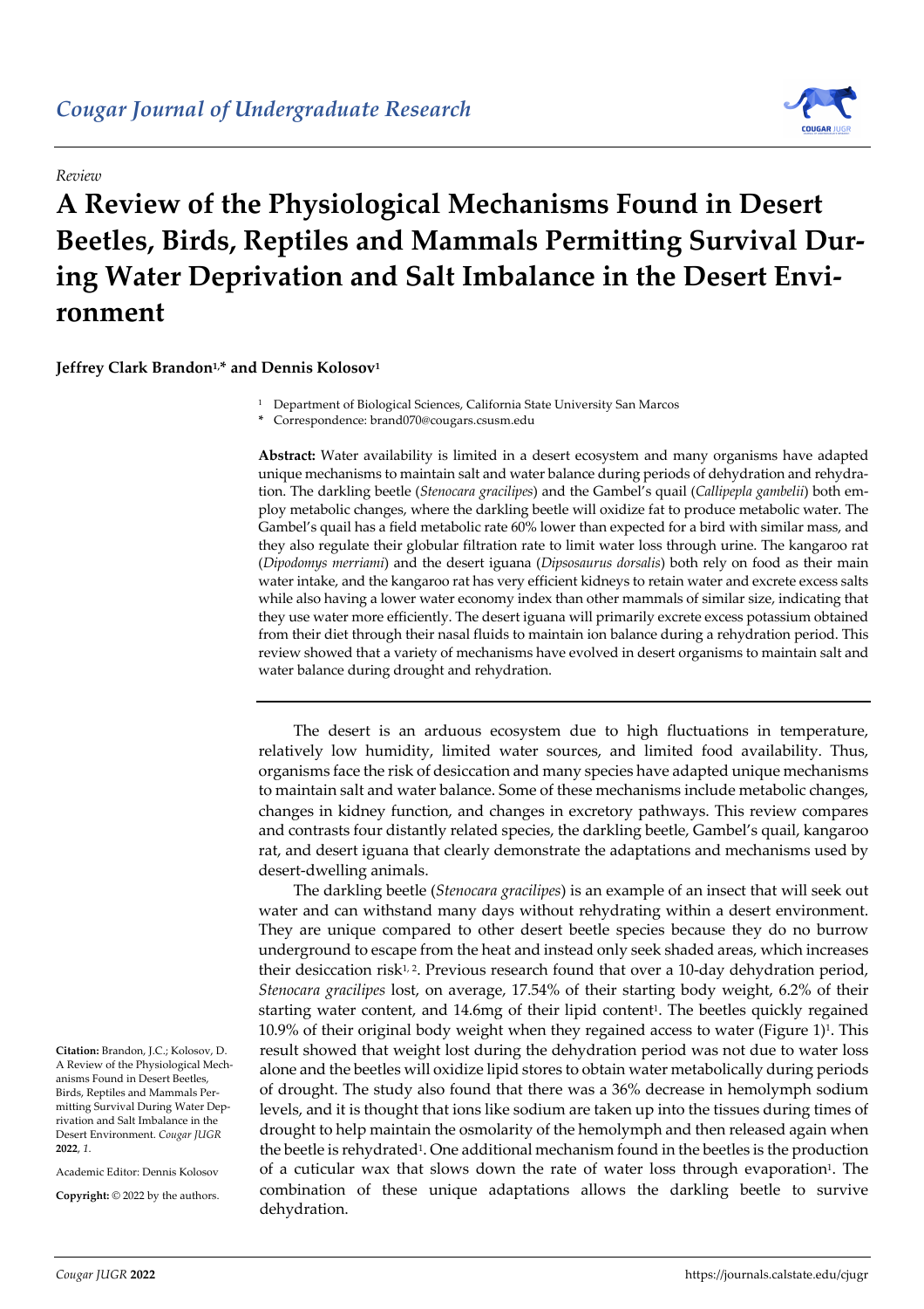*Review*

# A Review of the Physiological Mechanisms Found in Desert Beetles, Birds, Reptiles and Mammals Permitting Survival During Water Deprivation and Salt Imbalance in the Desert Environment

**Jeffrey Clark Brandon[1,*] and Dennis Kolosov[1]**

[1] Department of Biological Sciences, California State University San Marcos

* Correspondence: brand070@cougars.csusm.edu

**Abstract:** Water availability is limited in a desert ecosystem and many organisms have adapted unique mechanisms to maintain salt and water balance during periods of dehydration and rehydration. The darkling beetle (*Stenocara gracilipes*) and the Gambel's quail (*Callipepla gambelii*) both employ metabolic changes, where the darkling beetle will oxidize fat to produce metabolic water. The Gambel's quail has a field metabolic rate 60% lower than expected for a bird with similar mass, and they also regulate their globular filtration rate to limit water loss through urine. The kangaroo rat (*Dipodomys merriami*) and the desert iguana (*Dipsosaurus dorsalis*) both rely on food as their main water intake, and the kangaroo rat has very efficient kidneys to retain water and excrete excess salts while also having a lower water economy index than other mammals of similar size, indicating that they use water more efficiently. The desert iguana will primarily excrete excess potassium obtained from their diet through their nasal fluids to maintain ion balance during a rehydration period. This review showed that a variety of mechanisms have evolved in desert organisms to maintain salt and water balance during drought and rehydration.

**Citation:** Brandon, J.C.; Kolosov, D. A Review of the Physiological Mechanisms Found in Desert Beetles, Birds, Reptiles and Mammals Permitting Survival During Water Deprivation and Salt Imbalance in the Desert Environment. *Cougar JUGR* **2022**, *1*.

Academic Editor: Dennis Kolosov

**Copyright:** © 2022 by the authors.

The desert is an arduous ecosystem due to high fluctuations in temperature, relatively low humidity, limited water sources, and limited food availability. Thus, organisms face the risk of desiccation and many species have adapted unique mechanisms to maintain salt and water balance. Some of these mechanisms include metabolic changes, changes in kidney function, and changes in excretory pathways. This review compares and contrasts four distantly related species, the darkling beetle, Gambel's quail, kangaroo rat, and desert iguana that clearly demonstrate the adaptations and mechanisms used by desert-dwelling animals.

The darkling beetle (*Stenocara gracilipes*) is an example of an insect that will seek out water and can withstand many days without rehydrating within a desert environment. They are unique compared to other desert beetle species because they do no burrow underground to escape from the heat and instead only seek shaded areas, which increases their desiccation risk[1, 2]. Previous research found that over a 10-day dehydration period, *Stenocara gracilipes* lost, on average, 17.54% of their starting body weight, 6.2% of their starting water content, and 14.6mg of their lipid content[1]. The beetles quickly regained 10.9% of their original body weight when they regained access to water (Figure 1)[1]. This result showed that weight lost during the dehydration period was not due to water loss alone and the beetles will oxidize lipid stores to obtain water metabolically during periods of drought. The study also found that there was a 36% decrease in hemolymph sodium levels, and it is thought that ions like sodium are taken up into the tissues during times of drought to help maintain the osmolarity of the hemolymph and then released again when the beetle is rehydrated[1]. One additional mechanism found in the beetles is the production of a cuticular wax that slows down the rate of water loss through evaporation[1]. The combination of these unique adaptations allows the darkling beetle to survive dehydration.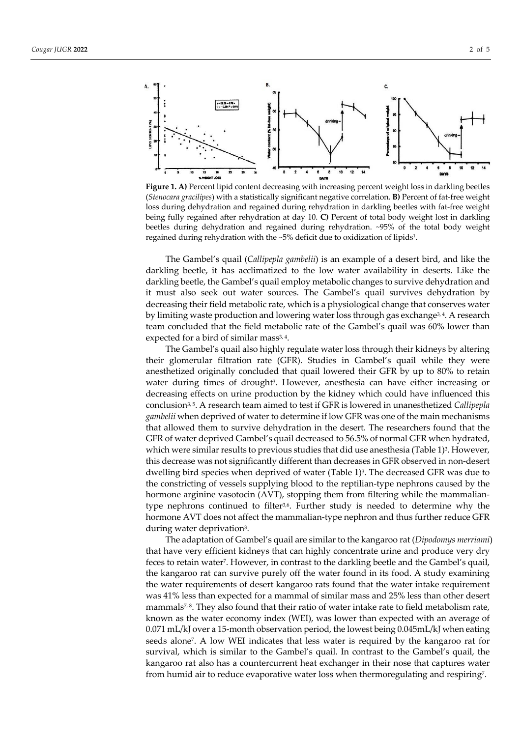**Figure 1. A)** Percent lipid content decreasing with increasing percent weight loss in darkling beetles (*Stenocara gracilipes*) with a statistically significant negative correlation. **B)** Percent of fat-free weight loss during dehydration and regained during rehydration in darkling beetles with fat-free weight being fully regained after rehydration at day 10. **C)** Percent of total body weight lost in darkling beetles during dehydration and regained during rehydration. ~95% of the total body weight regained during rehydration with the ~5% deficit due to oxidization of lipids[1].

The Gambel's quail (*Callipepla gambelii*) is an example of a desert bird, and like the darkling beetle, it has acclimatized to the low water availability in deserts. Like the darkling beetle, the Gambel's quail employ metabolic changes to survive dehydration and it must also seek out water sources. The Gambel's quail survives dehydration by decreasing their field metabolic rate, which is a physiological change that conserves water by limiting waste production and lowering water loss through gas exchange[3, 4]. A research team concluded that the field metabolic rate of the Gambel's quail was 60% lower than expected for a bird of similar mass[3, 4].

The Gambel's quail also highly regulate water loss through their kidneys by altering their glomerular filtration rate (GFR). Studies in Gambel's quail while they were anesthetized originally concluded that quail lowered their GFR by up to 80% to retain water during times of drought[3]. However, anesthesia can have either increasing or decreasing effects on urine production by the kidney which could have influenced this conclusion[3, 5]. A research team aimed to test if GFR is lowered in unanesthetized *Callipepla gambelii* when deprived of water to determine if low GFR was one of the main mechanisms that allowed them to survive dehydration in the desert. The researchers found that the GFR of water deprived Gambel's quail decreased to 56.5% of normal GFR when hydrated, which were similar results to previous studies that did use anesthesia (Table 1)[3]. However, this decrease was not significantly different than decreases in GFR observed in non-desert dwelling bird species when deprived of water (Table 1)[3]. The decreased GFR was due to the constricting of vessels supplying blood to the reptilian-type nephrons caused by the hormone arginine vasotocin (AVT), stopping them from filtering while the mammalian-type nephrons continued to filter[3,6]. Further study is needed to determine why the hormone AVT does not affect the mammalian-type nephron and thus further reduce GFR during water deprivation[3].

The adaptation of Gambel's quail are similar to the kangaroo rat (*Dipodomys merriami*) that have very efficient kidneys that can highly concentrate urine and produce very dry feces to retain water[7]. However, in contrast to the darkling beetle and the Gambel's quail, the kangaroo rat can survive purely off the water found in its food. A study examining the water requirements of desert kangaroo rats found that the water intake requirement was 41% less than expected for a mammal of similar mass and 25% less than other desert mammals[7, 8]. They also found that their ratio of water intake rate to field metabolism rate, known as the water economy index (WEI), was lower than expected with an average of 0.071 mL/kJ over a 15-month observation period, the lowest being 0.045mL/kJ when eating seeds alone[7]. A low WEI indicates that less water is required by the kangaroo rat for survival, which is similar to the Gambel's quail. In contrast to the Gambel's quail, the kangaroo rat also has a countercurrent heat exchanger in their nose that captures water from humid air to reduce evaporative water loss when thermoregulating and respiring[7].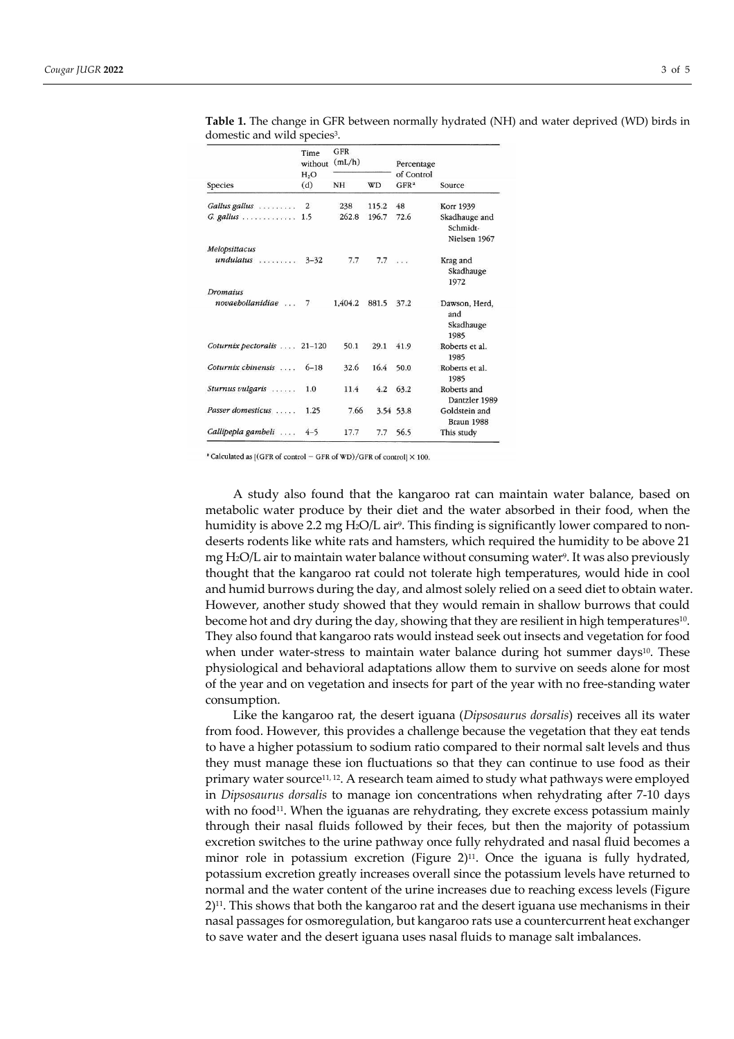**Table 1.** The change in GFR between normally hydrated (NH) and water deprived (WD) birds in domestic and wild species[3].

| Species | Time without $H_2O$ (d) | GFR (mL/h) NH | WD | Percentage of Control GFR[a] | Source |
|---|---|---|---|---|---|
| *Gallus gallus* | 2 | 238 | 115.2 | 48 | Korr 1939 |
| *G. gallus* | 1.5 | 262.8 | 196.7 | 72.6 | Skadhauge and Schmidt-Nielsen 1967 |
| *Melopsittacus undulatus* | 3–32 | 7.7 | 7.7 | ... | Krag and Skadhauge 1972 |
| *Dromaius novaebollanidiae* | 7 | 1,404.2 | 881.5 | 37.2 | Dawson, Herd, and Skadhauge 1985 |
| *Coturnix pectoralis* | 21–120 | 50.1 | 29.1 | 41.9 | Roberts et al. 1985 |
| *Coturnix chinensis* | 6–18 | 32.6 | 16.4 | 50.0 | Roberts et al. 1985 |
| *Sturnus vulgaris* | 1.0 | 11.4 | 4.2 | 63.2 | Roberts and Dantzler 1989 |
| *Passer domesticus* | 1.25 | 7.66 | 3.54 | 53.8 | Goldstein and Braun 1988 |
| *Callipepla gambeli* | 4–5 | 17.7 | 7.7 | 56.5 | This study |

[a] Calculated as [(GFR of control − GFR of WD)/GFR of control] × 100.

A study also found that the kangaroo rat can maintain water balance, based on metabolic water produce by their diet and the water absorbed in their food, when the humidity is above 2.2 mg $H_2O$/L air[9]. This finding is significantly lower compared to non-deserts rodents like white rats and hamsters, which required the humidity to be above 21 mg $H_2O$/L air to maintain water balance without consuming water[9]. It was also previously thought that the kangaroo rat could not tolerate high temperatures, would hide in cool and humid burrows during the day, and almost solely relied on a seed diet to obtain water. However, another study showed that they would remain in shallow burrows that could become hot and dry during the day, showing that they are resilient in high temperatures[10]. They also found that kangaroo rats would instead seek out insects and vegetation for food when under water-stress to maintain water balance during hot summer days[10]. These physiological and behavioral adaptations allow them to survive on seeds alone for most of the year and on vegetation and insects for part of the year with no free-standing water consumption.

Like the kangaroo rat, the desert iguana (*Dipsosaurus dorsalis*) receives all its water from food. However, this provides a challenge because the vegetation that they eat tends to have a higher potassium to sodium ratio compared to their normal salt levels and thus they must manage these ion fluctuations so that they can continue to use food as their primary water source[11, 12]. A research team aimed to study what pathways were employed in *Dipsosaurus dorsalis* to manage ion concentrations when rehydrating after 7-10 days with no food[11]. When the iguanas are rehydrating, they excrete excess potassium mainly through their nasal fluids followed by their feces, but then the majority of potassium excretion switches to the urine pathway once fully rehydrated and nasal fluid becomes a minor role in potassium excretion (Figure 2)[11]. Once the iguana is fully hydrated, potassium excretion greatly increases overall since the potassium levels have returned to normal and the water content of the urine increases due to reaching excess levels (Figure 2)[11]. This shows that both the kangaroo rat and the desert iguana use mechanisms in their nasal passages for osmoregulation, but kangaroo rats use a countercurrent heat exchanger to save water and the desert iguana uses nasal fluids to manage salt imbalances.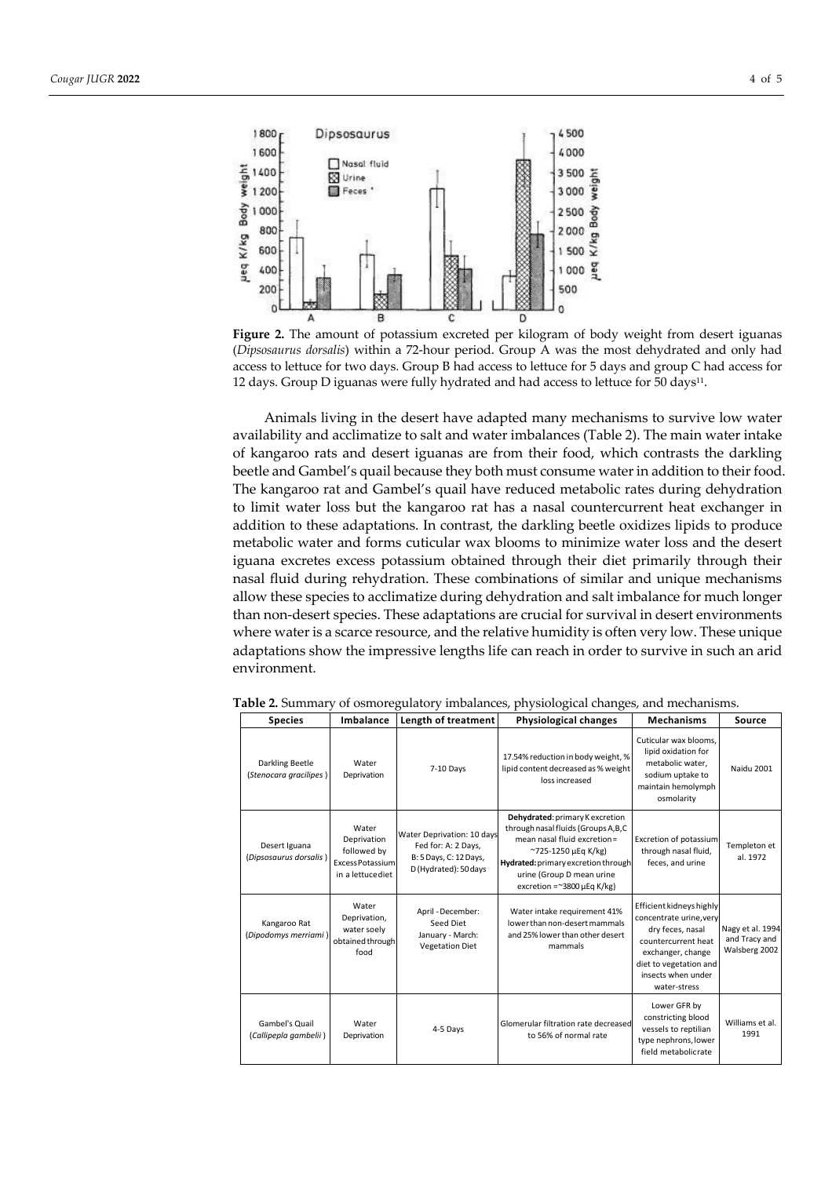**Figure 2.** The amount of potassium excreted per kilogram of body weight from desert iguanas (*Dipsosaurus dorsalis*) within a 72-hour period. Group A was the most dehydrated and only had access to lettuce for two days. Group B had access to lettuce for 5 days and group C had access for 12 days. Group D iguanas were fully hydrated and had access to lettuce for 50 days[11].

Animals living in the desert have adapted many mechanisms to survive low water availability and acclimatize to salt and water imbalances (Table 2). The main water intake of kangaroo rats and desert iguanas are from their food, which contrasts the darkling beetle and Gambel's quail because they both must consume water in addition to their food. The kangaroo rat and Gambel's quail have reduced metabolic rates during dehydration to limit water loss but the kangaroo rat has a nasal countercurrent heat exchanger in addition to these adaptations. In contrast, the darkling beetle oxidizes lipids to produce metabolic water and forms cuticular wax blooms to minimize water loss and the desert iguana excretes excess potassium obtained through their diet primarily through their nasal fluid during rehydration. These combinations of similar and unique mechanisms allow these species to acclimatize during dehydration and salt imbalance for much longer than non-desert species. These adaptations are crucial for survival in desert environments where water is a scarce resource, and the relative humidity is often very low. These unique adaptations show the impressive lengths life can reach in order to survive in such an arid environment.

**Table 2.** Summary of osmoregulatory imbalances, physiological changes, and mechanisms.

| Species | Imbalance | Length of treatment | Physiological changes | Mechanisms | Source |
|---|---|---|---|---|---|
| Darkling Beetle (*Stenocara gracilipes*) | Water Deprivation | 7-10 Days | 17.54% reduction in body weight, % lipid content decreased as % weight loss increased | Cuticular wax blooms, lipid oxidation for metabolic water, sodium uptake to maintain hemolymph osmolarity | Naidu 2001 |
| Desert Iguana (*Dipsosaurus dorsalis*) | Water Deprivation followed by Excess Potassium in a lettuce diet | Water Deprivation: 10 days Fed for: A: 2 Days, B: 5 Days, C: 12 Days, D (Hydrated): 50 days | **Dehydrated**: primary K excretion through nasal fluids (Groups A,B,C mean nasal fluid excretion = ~725-1250 µEq K/kg) **Hydrated:** primary excretion through urine (Group D mean urine excretion = ~3800 µEq K/kg) | Excretion of potassium through nasal fluid, feces, and urine | Templeton et al. 1972 |
| Kangaroo Rat (*Dipodomys merriami*) | Water Deprivation, water soely obtained through food | April - December: Seed Diet January - March: Vegetation Diet | Water intake requirement 41% lower than non-desert mammals and 25% lower than other desert mammals | Efficient kidneys highly concentrate urine, very dry feces, nasal countercurrent heat exchanger, change diet to vegetation and insects when under water-stress | Nagy et al. 1994 and Tracy and Walsberg 2002 |
| Gambel's Quail (*Callipepla gambelii*) | Water Deprivation | 4-5 Days | Glomerular filtration rate decreased to 56% of normal rate | Lower GFR by constricting blood vessels to reptilian type nephrons, lower field metabolic rate | Williams et al. 1991 |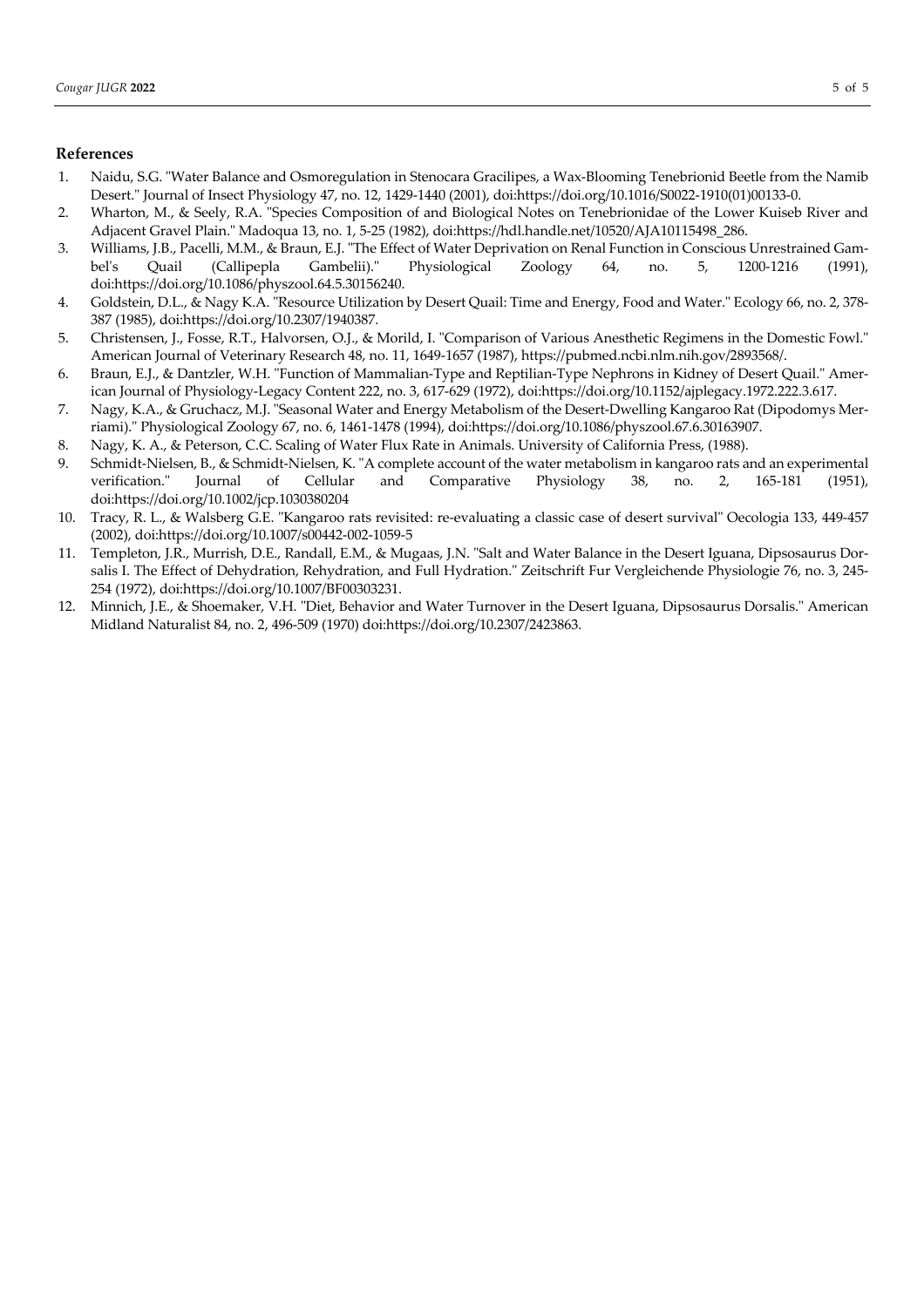## References

1. Naidu, S.G. "Water Balance and Osmoregulation in Stenocara Gracilipes, a Wax-Blooming Tenebrionid Beetle from the Namib Desert." Journal of Insect Physiology 47, no. 12, 1429-1440 (2001), doi:https://doi.org/10.1016/S0022-1910(01)00133-0.
2. Wharton, M., & Seely, R.A. "Species Composition of and Biological Notes on Tenebrionidae of the Lower Kuiseb River and Adjacent Gravel Plain." Madoqua 13, no. 1, 5-25 (1982), doi:https://hdl.handle.net/10520/AJA10115498_286.
3. Williams, J.B., Pacelli, M.M., & Braun, E.J. "The Effect of Water Deprivation on Renal Function in Conscious Unrestrained Gambel's Quail (Callipepla Gambelii)." Physiological Zoology 64, no. 5, 1200-1216 (1991), doi:https://doi.org/10.1086/physzool.64.5.30156240.
4. Goldstein, D.L., & Nagy K.A. "Resource Utilization by Desert Quail: Time and Energy, Food and Water." Ecology 66, no. 2, 378-387 (1985), doi:https://doi.org/10.2307/1940387.
5. Christensen, J., Fosse, R.T., Halvorsen, O.J., & Morild, I. "Comparison of Various Anesthetic Regimens in the Domestic Fowl." American Journal of Veterinary Research 48, no. 11, 1649-1657 (1987), https://pubmed.ncbi.nlm.nih.gov/2893568/.
6. Braun, E.J., & Dantzler, W.H. "Function of Mammalian-Type and Reptilian-Type Nephrons in Kidney of Desert Quail." American Journal of Physiology-Legacy Content 222, no. 3, 617-629 (1972), doi:https://doi.org/10.1152/ajplegacy.1972.222.3.617.
7. Nagy, K.A., & Gruchacz, M.J. "Seasonal Water and Energy Metabolism of the Desert-Dwelling Kangaroo Rat (Dipodomys Merriami)." Physiological Zoology 67, no. 6, 1461-1478 (1994), doi:https://doi.org/10.1086/physzool.67.6.30163907.
8. Nagy, K. A., & Peterson, C.C. Scaling of Water Flux Rate in Animals. University of California Press, (1988).
9. Schmidt-Nielsen, B., & Schmidt-Nielsen, K. "A complete account of the water metabolism in kangaroo rats and an experimental verification." Journal of Cellular and Comparative Physiology 38, no. 2, 165-181 (1951), doi:https://doi.org/10.1002/jcp.1030380204
10. Tracy, R. L., & Walsberg G.E. "Kangaroo rats revisited: re-evaluating a classic case of desert survival" Oecologia 133, 449-457 (2002), doi:https://doi.org/10.1007/s00442-002-1059-5
11. Templeton, J.R., Murrish, D.E., Randall, E.M., & Mugaas, J.N. "Salt and Water Balance in the Desert Iguana, Dipsosaurus Dorsalis I. The Effect of Dehydration, Rehydration, and Full Hydration." Zeitschrift Fur Vergleichende Physiologie 76, no. 3, 245-254 (1972), doi:https://doi.org/10.1007/BF00303231.
12. Minnich, J.E., & Shoemaker, V.H. "Diet, Behavior and Water Turnover in the Desert Iguana, Dipsosaurus Dorsalis." American Midland Naturalist 84, no. 2, 496-509 (1970) doi:https://doi.org/10.2307/2423863.